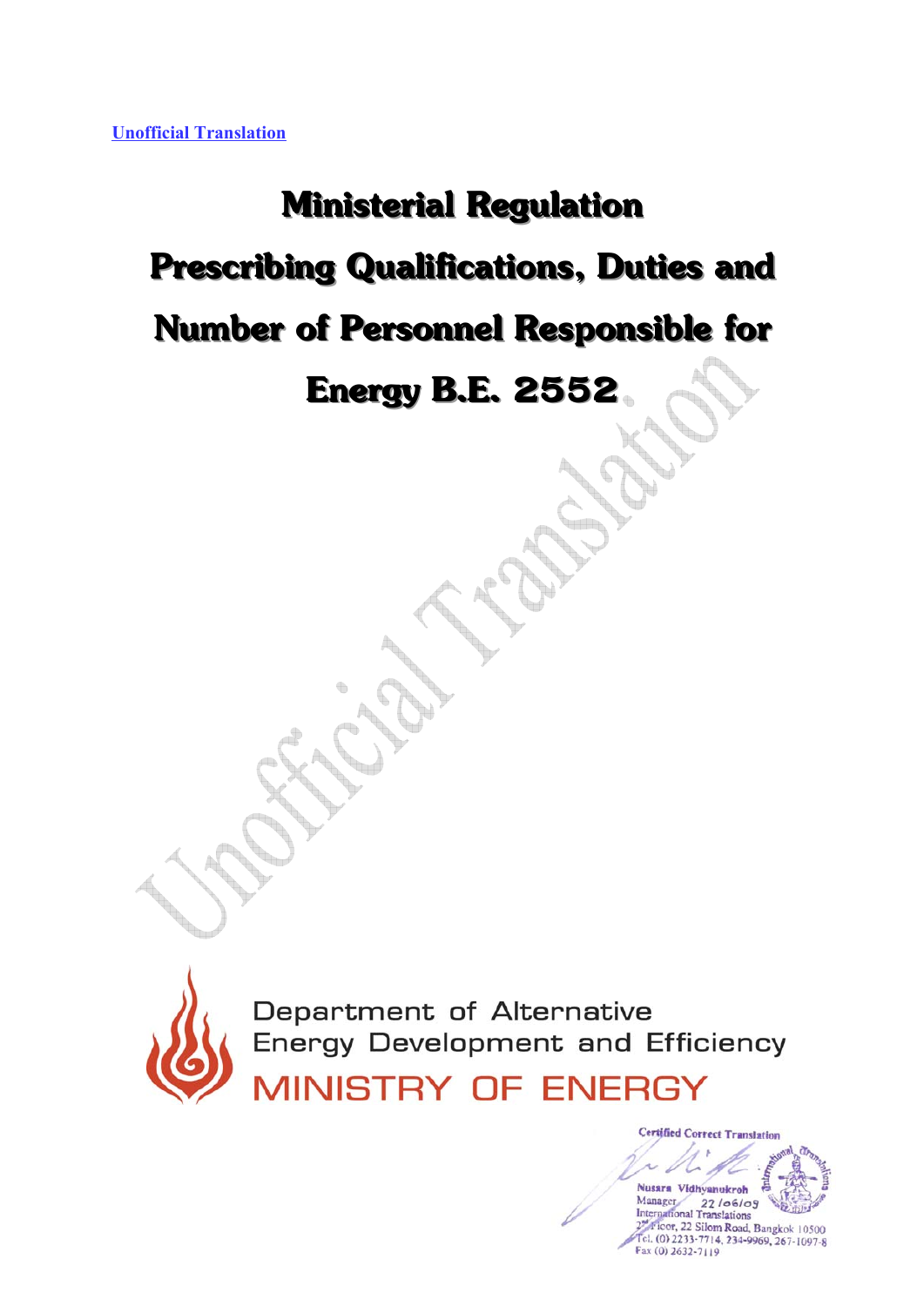Unofficial Translation

# Ministerial Regulation Prescribing Qualifications, Duties and Number of Personnel Responsible for Energy B.E. 2552

Department of Alternative Energy Development and Efficiency

MINISTRY OF ENERGY

Certified Correct Translation

Nusara Vidhyanukroh

Manager 22/06/09

International Translations

2nd Floor, 22 Silom Road, Bangkok 10500

Tel. (0) 2233-7714, 234-9969, 267-1097-8

Fax (0) 2632-7119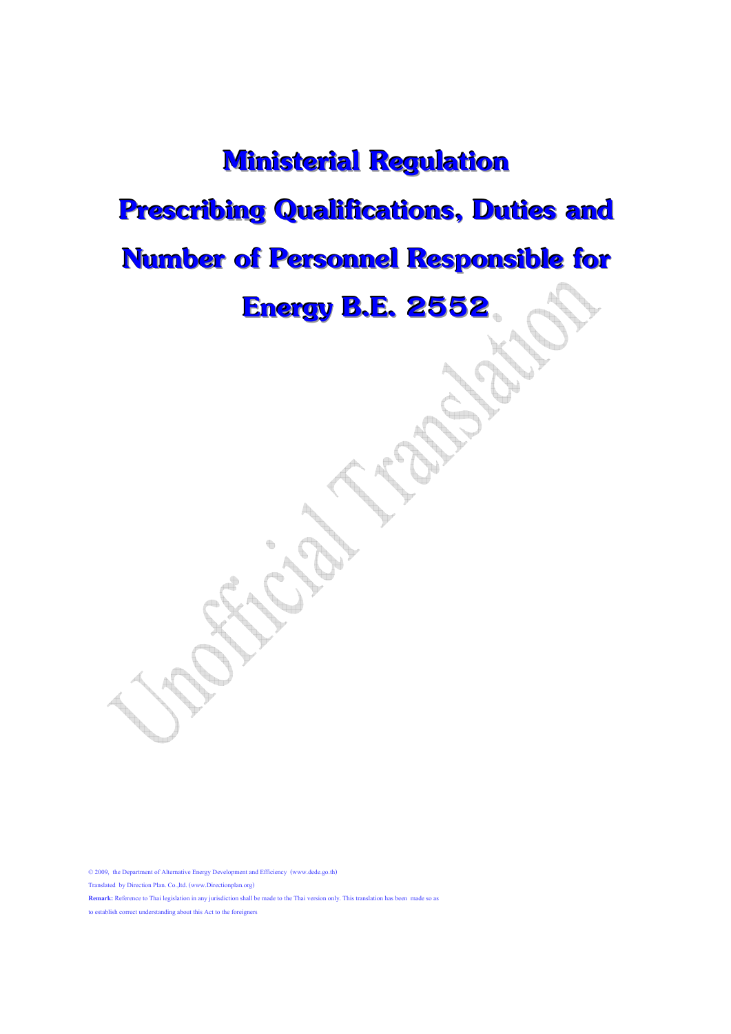# Ministerial Regulation Prescribing Qualifications, Duties and Number of Personnel Responsible for Energy B.E. 2552

© 2009, the Department of Alternative Energy Development and Efficiency (www.dede.go.th)

Translated by Direction Plan. Co.,ltd. (www.Directionplan.org)

**Remark:** Reference to Thai legislation in any jurisdiction shall be made to the Thai version only. This translation has been made so as to establish correct understanding about this Act to the foreigners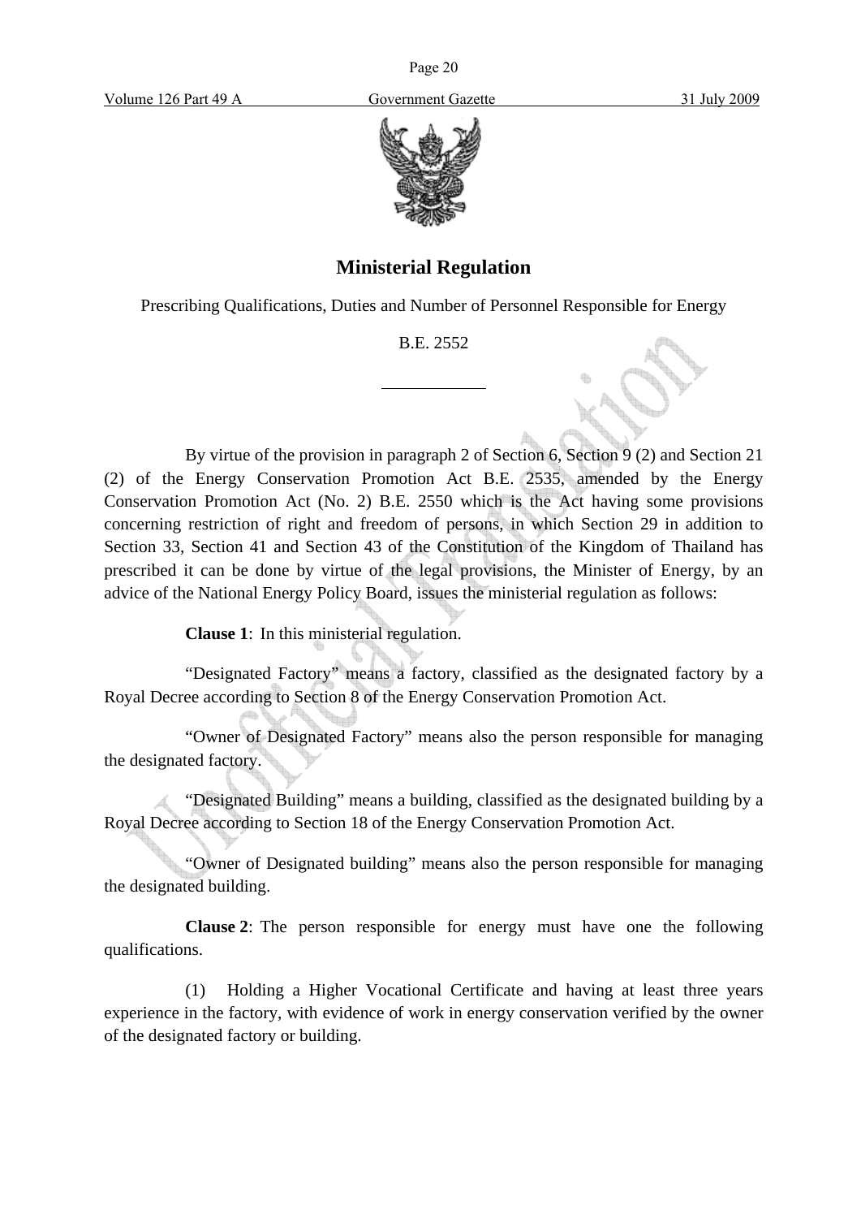# Ministerial Regulation

Prescribing Qualifications, Duties and Number of Personnel Responsible for Energy

B.E. 2552

---

By virtue of the provision in paragraph 2 of Section 6, Section 9 (2) and Section 21 (2) of the Energy Conservation Promotion Act B.E. 2535, amended by the Energy Conservation Promotion Act (No. 2) B.E. 2550 which is the Act having some provisions concerning restriction of right and freedom of persons, in which Section 29 in addition to Section 33, Section 41 and Section 43 of the Constitution of the Kingdom of Thailand has prescribed it can be done by virtue of the legal provisions, the Minister of Energy, by an advice of the National Energy Policy Board, issues the ministerial regulation as follows:

**Clause 1**: In this ministerial regulation.

"Designated Factory" means a factory, classified as the designated factory by a Royal Decree according to Section 8 of the Energy Conservation Promotion Act.

"Owner of Designated Factory" means also the person responsible for managing the designated factory.

"Designated Building" means a building, classified as the designated building by a Royal Decree according to Section 18 of the Energy Conservation Promotion Act.

"Owner of Designated building" means also the person responsible for managing the designated building.

**Clause 2**: The person responsible for energy must have one the following qualifications.

(1) Holding a Higher Vocational Certificate and having at least three years experience in the factory, with evidence of work in energy conservation verified by the owner of the designated factory or building.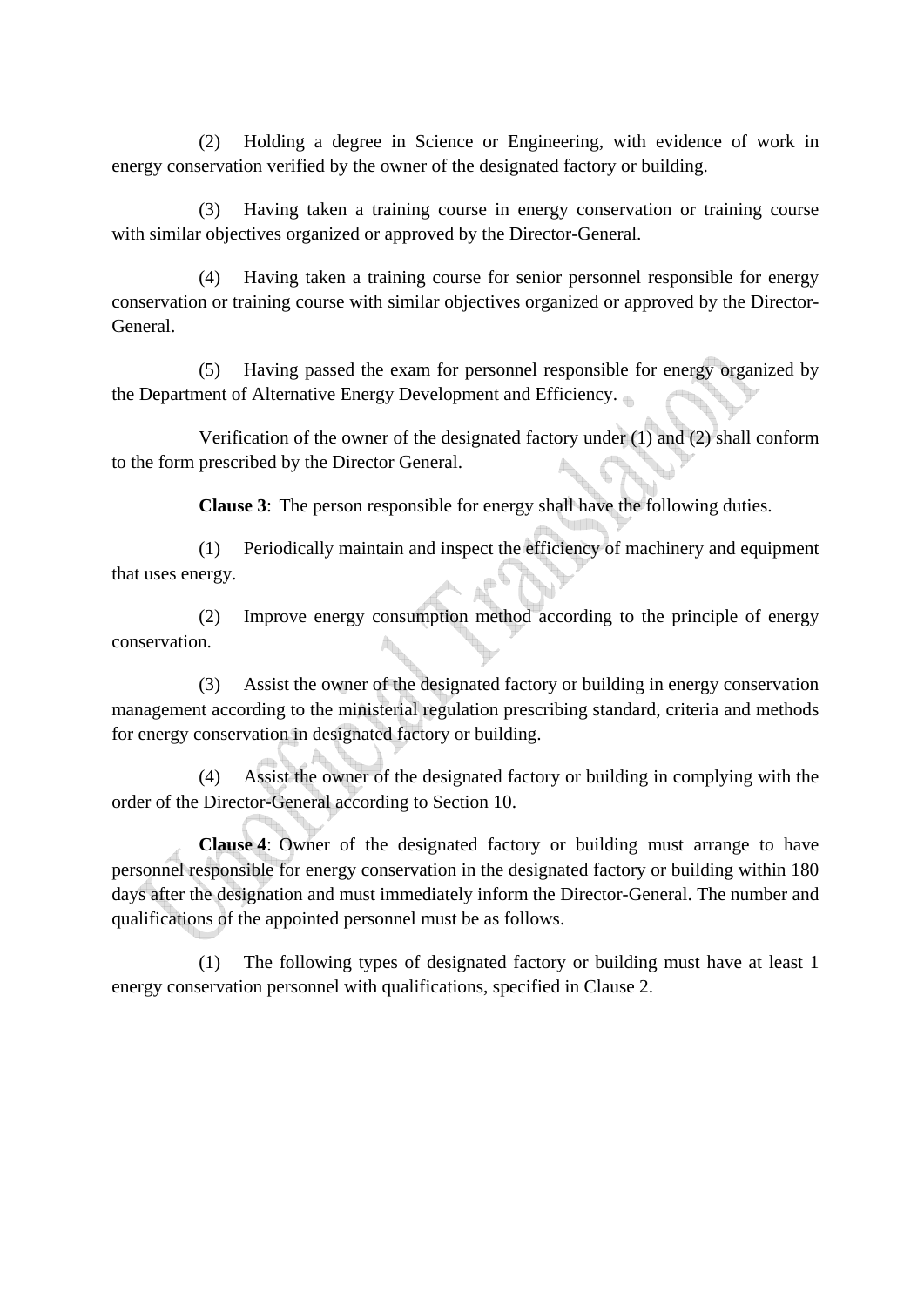(2) Holding a degree in Science or Engineering, with evidence of work in energy conservation verified by the owner of the designated factory or building.

(3) Having taken a training course in energy conservation or training course with similar objectives organized or approved by the Director-General.

(4) Having taken a training course for senior personnel responsible for energy conservation or training course with similar objectives organized or approved by the Director-General.

(5) Having passed the exam for personnel responsible for energy organized by the Department of Alternative Energy Development and Efficiency.

Verification of the owner of the designated factory under (1) and (2) shall conform to the form prescribed by the Director General.

**Clause 3**: The person responsible for energy shall have the following duties.

(1) Periodically maintain and inspect the efficiency of machinery and equipment that uses energy.

(2) Improve energy consumption method according to the principle of energy conservation.

(3) Assist the owner of the designated factory or building in energy conservation management according to the ministerial regulation prescribing standard, criteria and methods for energy conservation in designated factory or building.

(4) Assist the owner of the designated factory or building in complying with the order of the Director-General according to Section 10.

**Clause 4**: Owner of the designated factory or building must arrange to have personnel responsible for energy conservation in the designated factory or building within 180 days after the designation and must immediately inform the Director-General. The number and qualifications of the appointed personnel must be as follows.

(1) The following types of designated factory or building must have at least 1 energy conservation personnel with qualifications, specified in Clause 2.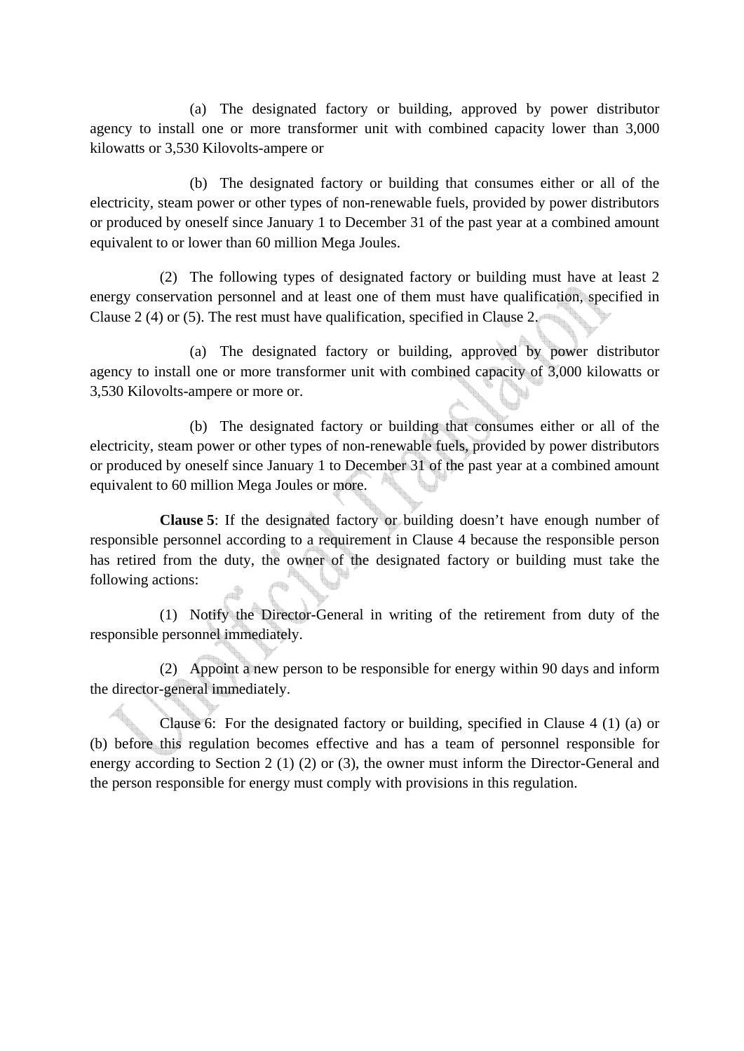(a) The designated factory or building, approved by power distributor agency to install one or more transformer unit with combined capacity lower than 3,000 kilowatts or 3,530 Kilovolts-ampere or

(b) The designated factory or building that consumes either or all of the electricity, steam power or other types of non-renewable fuels, provided by power distributors or produced by oneself since January 1 to December 31 of the past year at a combined amount equivalent to or lower than 60 million Mega Joules.

(2) The following types of designated factory or building must have at least 2 energy conservation personnel and at least one of them must have qualification, specified in Clause 2 (4) or (5). The rest must have qualification, specified in Clause 2.

(a) The designated factory or building, approved by power distributor agency to install one or more transformer unit with combined capacity of 3,000 kilowatts or 3,530 Kilovolts-ampere or more or.

(b) The designated factory or building that consumes either or all of the electricity, steam power or other types of non-renewable fuels, provided by power distributors or produced by oneself since January 1 to December 31 of the past year at a combined amount equivalent to 60 million Mega Joules or more.

**Clause 5**: If the designated factory or building doesn't have enough number of responsible personnel according to a requirement in Clause 4 because the responsible person has retired from the duty, the owner of the designated factory or building must take the following actions:

(1) Notify the Director-General in writing of the retirement from duty of the responsible personnel immediately.

(2) Appoint a new person to be responsible for energy within 90 days and inform the director-general immediately.

Clause 6: For the designated factory or building, specified in Clause 4 (1) (a) or (b) before this regulation becomes effective and has a team of personnel responsible for energy according to Section 2 (1) (2) or (3), the owner must inform the Director-General and the person responsible for energy must comply with provisions in this regulation.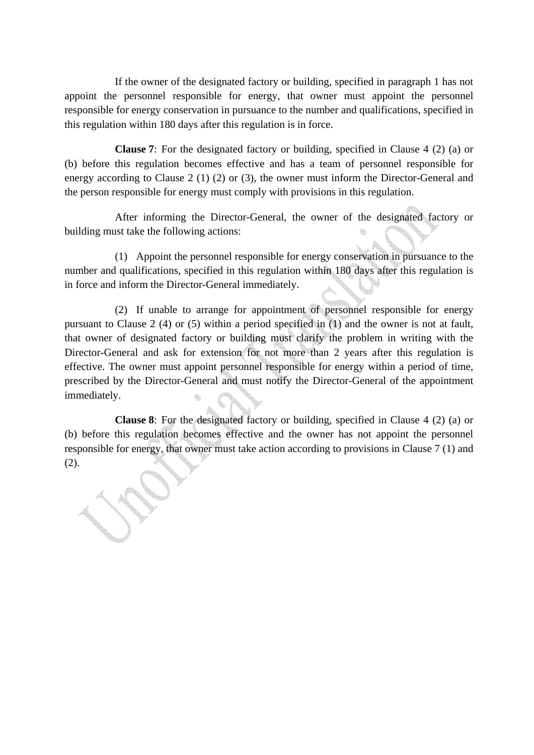If the owner of the designated factory or building, specified in paragraph 1 has not appoint the personnel responsible for energy, that owner must appoint the personnel responsible for energy conservation in pursuance to the number and qualifications, specified in this regulation within 180 days after this regulation is in force.

**Clause 7**: For the designated factory or building, specified in Clause 4 (2) (a) or (b) before this regulation becomes effective and has a team of personnel responsible for energy according to Clause 2 (1) (2) or (3), the owner must inform the Director-General and the person responsible for energy must comply with provisions in this regulation.

After informing the Director-General, the owner of the designated factory or building must take the following actions:

(1) Appoint the personnel responsible for energy conservation in pursuance to the number and qualifications, specified in this regulation within 180 days after this regulation is in force and inform the Director-General immediately.

(2) If unable to arrange for appointment of personnel responsible for energy pursuant to Clause 2 (4) or (5) within a period specified in (1) and the owner is not at fault, that owner of designated factory or building must clarify the problem in writing with the Director-General and ask for extension for not more than 2 years after this regulation is effective. The owner must appoint personnel responsible for energy within a period of time, prescribed by the Director-General and must notify the Director-General of the appointment immediately.

**Clause 8**: For the designated factory or building, specified in Clause 4 (2) (a) or (b) before this regulation becomes effective and the owner has not appoint the personnel responsible for energy, that owner must take action according to provisions in Clause 7 (1) and (2).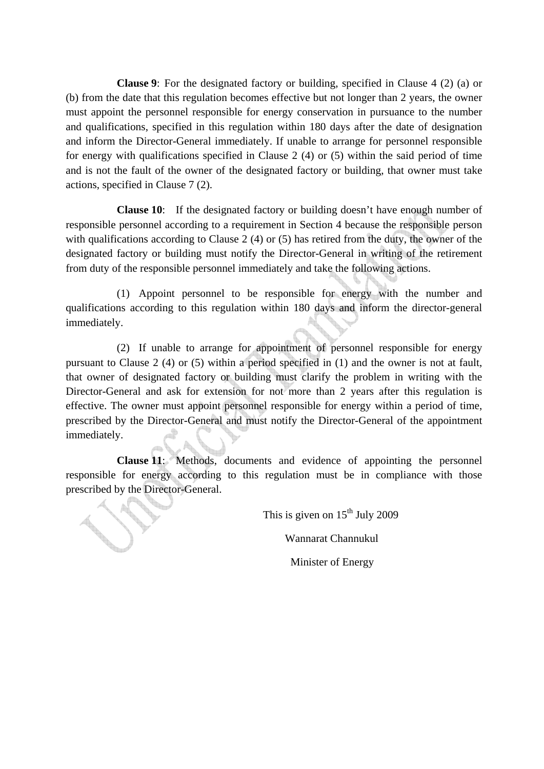**Clause 9**: For the designated factory or building, specified in Clause 4 (2) (a) or (b) from the date that this regulation becomes effective but not longer than 2 years, the owner must appoint the personnel responsible for energy conservation in pursuance to the number and qualifications, specified in this regulation within 180 days after the date of designation and inform the Director-General immediately. If unable to arrange for personnel responsible for energy with qualifications specified in Clause 2 (4) or (5) within the said period of time and is not the fault of the owner of the designated factory or building, that owner must take actions, specified in Clause 7 (2).

**Clause 10**: If the designated factory or building doesn't have enough number of responsible personnel according to a requirement in Section 4 because the responsible person with qualifications according to Clause 2 (4) or (5) has retired from the duty, the owner of the designated factory or building must notify the Director-General in writing of the retirement from duty of the responsible personnel immediately and take the following actions.

(1) Appoint personnel to be responsible for energy with the number and qualifications according to this regulation within 180 days and inform the director-general immediately.

(2) If unable to arrange for appointment of personnel responsible for energy pursuant to Clause 2 (4) or (5) within a period specified in (1) and the owner is not at fault, that owner of designated factory or building must clarify the problem in writing with the Director-General and ask for extension for not more than 2 years after this regulation is effective. The owner must appoint personnel responsible for energy within a period of time, prescribed by the Director-General and must notify the Director-General of the appointment immediately.

**Clause 11**: Methods, documents and evidence of appointing the personnel responsible for energy according to this regulation must be in compliance with those prescribed by the Director-General.

This is given on 15th July 2009

Wannarat Channukul

Minister of Energy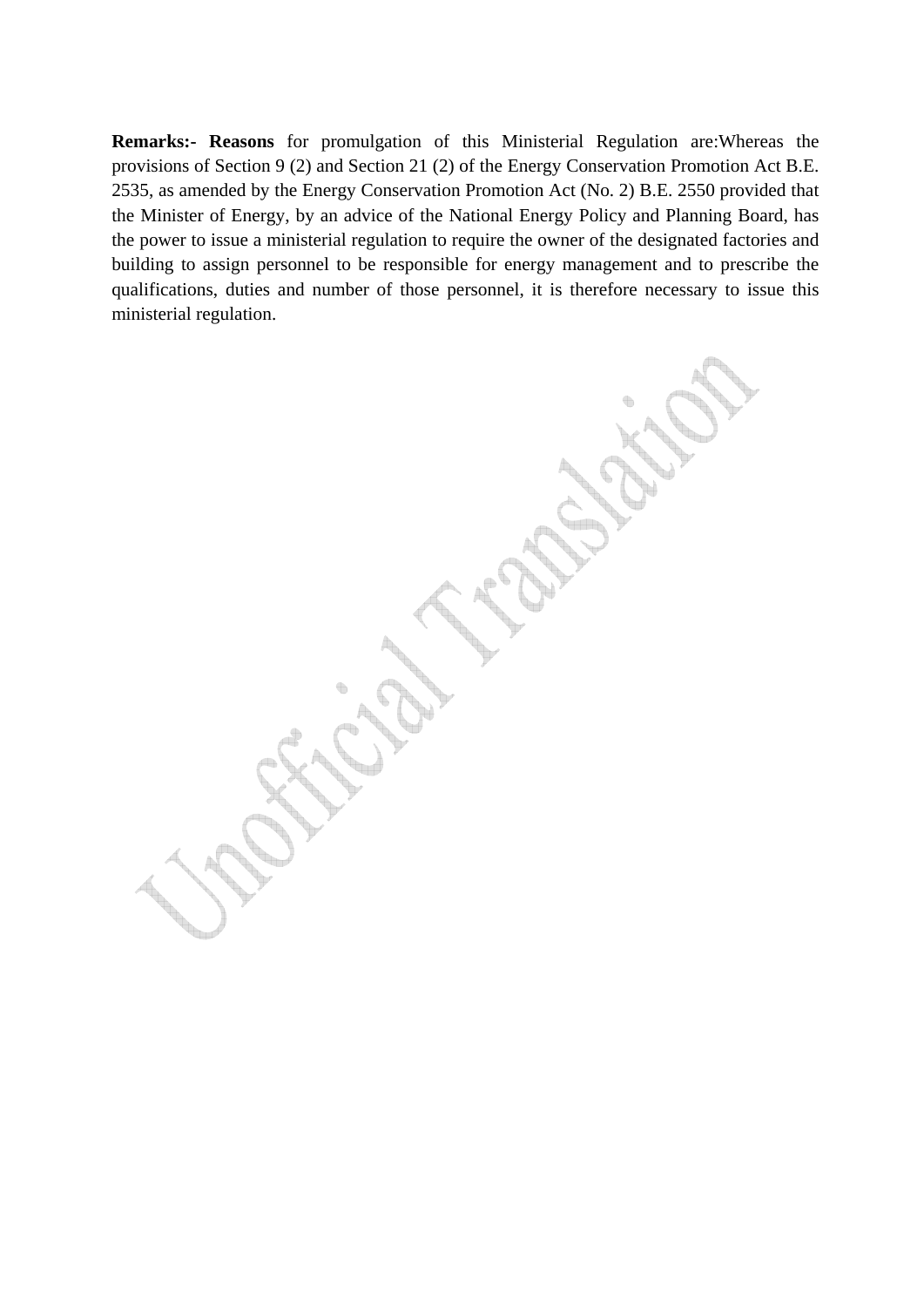**Remarks:- Reasons** for promulgation of this Ministerial Regulation are:Whereas the provisions of Section 9 (2) and Section 21 (2) of the Energy Conservation Promotion Act B.E. 2535, as amended by the Energy Conservation Promotion Act (No. 2) B.E. 2550 provided that the Minister of Energy, by an advice of the National Energy Policy and Planning Board, has the power to issue a ministerial regulation to require the owner of the designated factories and building to assign personnel to be responsible for energy management and to prescribe the qualifications, duties and number of those personnel, it is therefore necessary to issue this ministerial regulation.